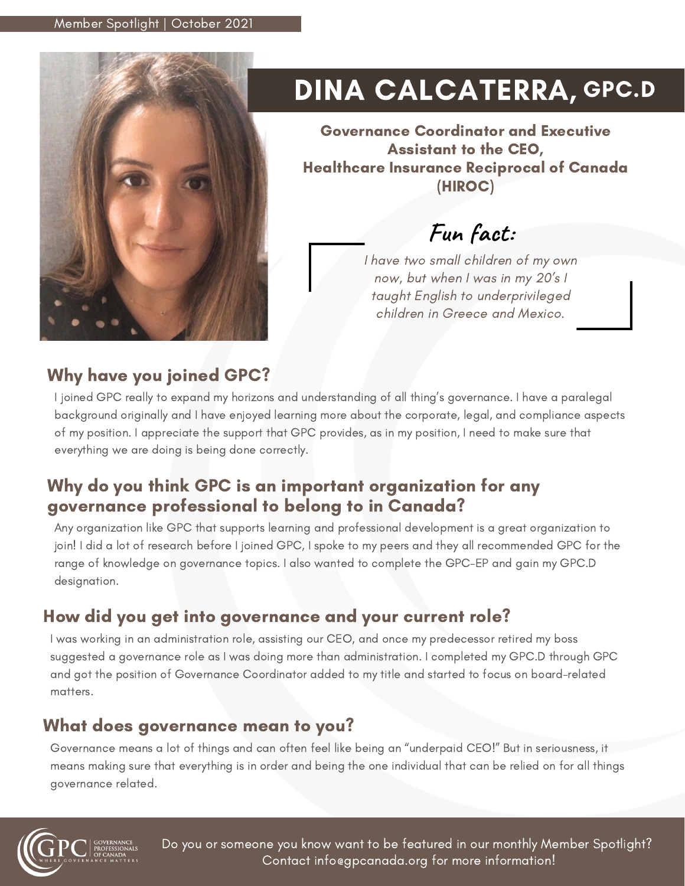Member Spotlight | October 2021

# DINA CALCATERRA, GPC.D

**Governance Coordinator and Executive Assistant to the CEO, Healthcare Insurance Reciprocal of Canada (HIROC)**

## Fun fact:

*I have two small children of my own now, but when I was in my 20's I taught English to underprivileged children in Greece and Mexico.*

## Why have you joined GPC?

I joined GPC really to expand my horizons and understanding of all thing's governance. I have a paralegal background originally and I have enjoyed learning more about the corporate, legal, and compliance aspects of my position. I appreciate the support that GPC provides, as in my position, I need to make sure that everything we are doing is being done correctly.

## Why do you think GPC is an important organization for any governance professional to belong to in Canada?

Any organization like GPC that supports learning and professional development is a great organization to join! I did a lot of research before I joined GPC, I spoke to my peers and they all recommended GPC for the range of knowledge on governance topics. I also wanted to complete the GPC-EP and gain my GPC.D designation.

## How did you get into governance and your current role?

I was working in an administration role, assisting our CEO, and once my predecessor retired my boss suggested a governance role as I was doing more than administration. I completed my GPC.D through GPC and got the position of Governance Coordinator added to my title and started to focus on board-related matters.

## What does governance mean to you?

Governance means a lot of things and can often feel like being an "underpaid CEO!" But in seriousness, it means making sure that everything is in order and being the one individual that can be relied on for all things governance related.

Do you or someone you know want to be featured in our monthly Member Spotlight? Contact info@gpcanada.org for more information!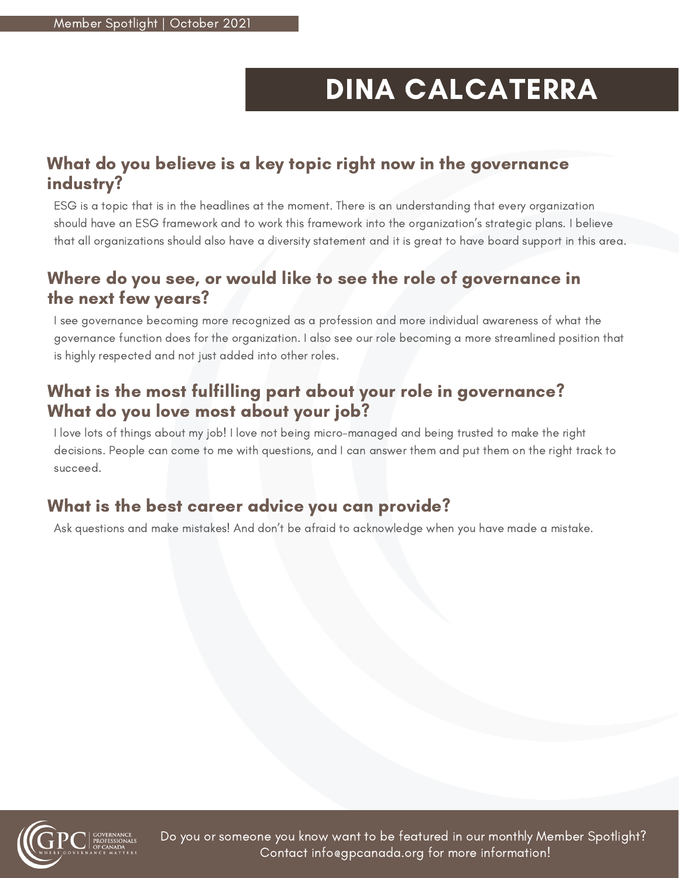# DINA CALCATERRA

## What do you believe is a key topic right now in the governance industry?

ESG is a topic that is in the headlines at the moment. There is an understanding that every organization should have an ESG framework and to work this framework into the organization's strategic plans. I believe that all organizations should also have a diversity statement and it is great to have board support in this area.

## Where do you see, or would like to see the role of governance in the next few years?

I see governance becoming more recognized as a profession and more individual awareness of what the governance function does for the organization. I also see our role becoming a more streamlined position that is highly respected and not just added into other roles.

## What is the most fulfilling part about your role in governance? What do you love most about your job?

I love lots of things about my job! I love not being micro-managed and being trusted to make the right decisions. People can come to me with questions, and I can answer them and put them on the right track to succeed.

## What is the best career advice you can provide?

Ask questions and make mistakes! And don't be afraid to acknowledge when you have made a mistake.

Do you or someone you know want to be featured in our monthly Member Spotlight? Contact info@gpcanada.org for more information!